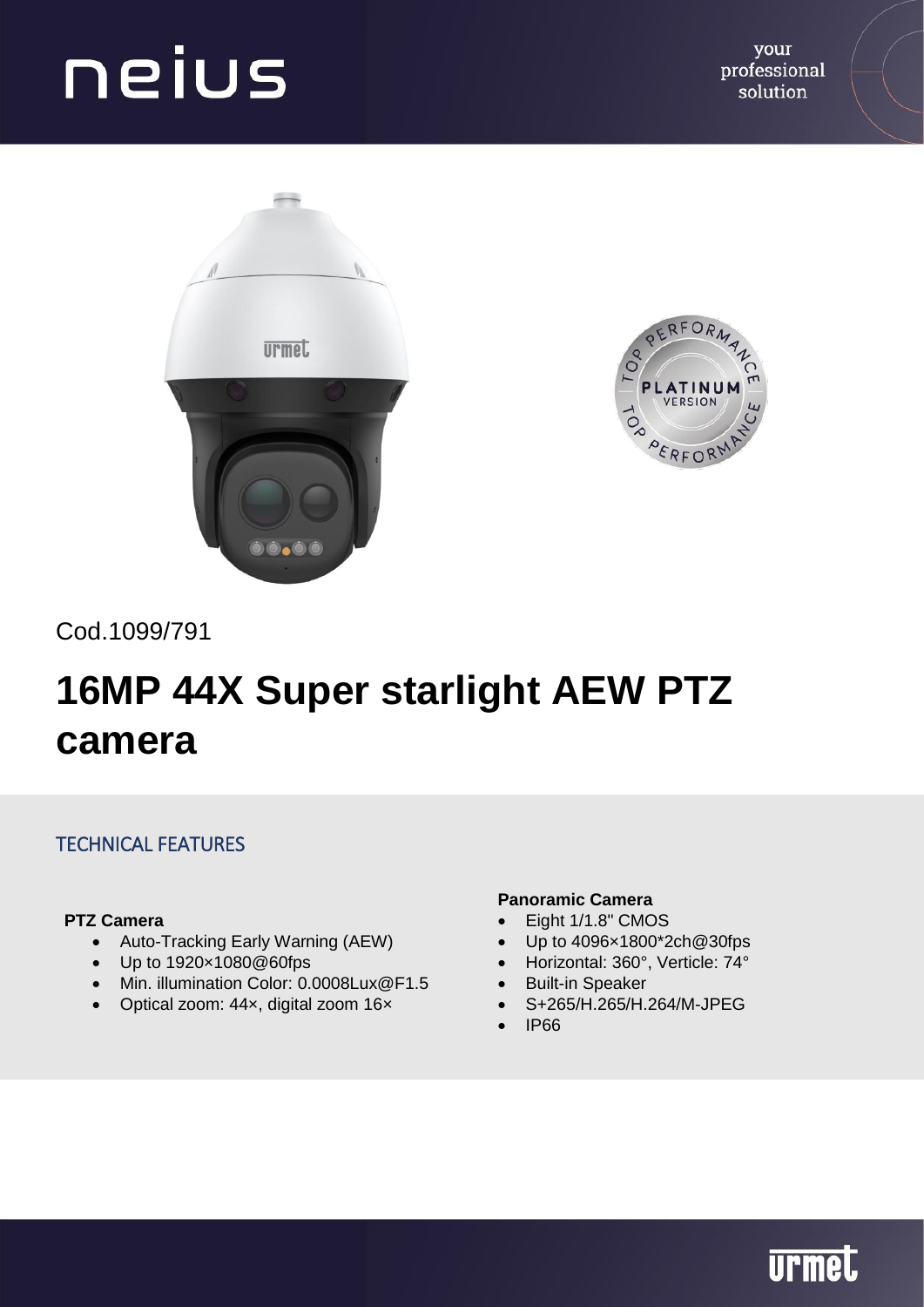Cod.1099/791

# 16MP 44X Super starlight AEW PTZ camera

## TECHNICAL FEATURES

**PTZ Camera**

- Auto-Tracking Early Warning (AEW)
- Up to 1920×1080@60fps
- Min. illumination Color: 0.0008Lux@F1.5
- Optical zoom: 44×, digital zoom 16×

**Panoramic Camera**

- Eight 1/1.8" CMOS
- Up to 4096×1800*2ch@30fps
- Horizontal: 360°, Verticle: 74°
- Built-in Speaker
- S+265/H.265/H.264/M-JPEG
- IP66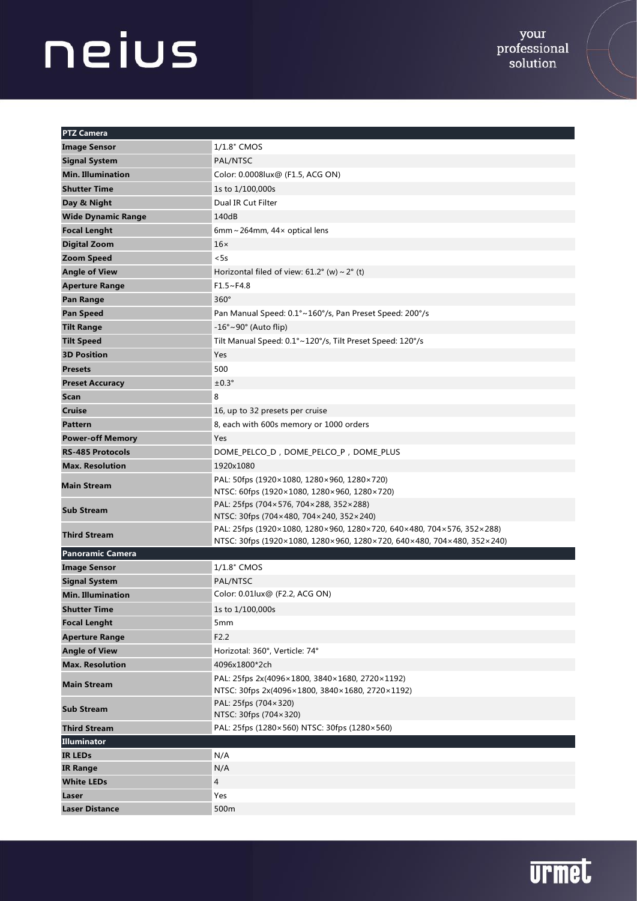| PTZ Camera | |
|---|---|
| **Image Sensor** | 1/1.8" CMOS |
| **Signal System** | PAL/NTSC |
| **Min. Illumination** | Color: 0.0008lux@ (F1.5, ACG ON) |
| **Shutter Time** | 1s to 1/100,000s |
| **Day & Night** | Dual IR Cut Filter |
| **Wide Dynamic Range** | 140dB |
| **Focal Lenght** | 6mm～264mm, 44× optical lens |
| **Digital Zoom** | 16× |
| **Zoom Speed** | <5s |
| **Angle of View** | Horizontal filed of view: 61.2° (w)～2° (t) |
| **Aperture Range** | F1.5~F4.8 |
| **Pan Range** | 360° |
| **Pan Speed** | Pan Manual Speed: 0.1°~160°/s, Pan Preset Speed: 200°/s |
| **Tilt Range** | -16°～90° (Auto flip) |
| **Tilt Speed** | Tilt Manual Speed: 0.1°~120°/s, Tilt Preset Speed: 120°/s |
| **3D Position** | Yes |
| **Presets** | 500 |
| **Preset Accuracy** | ±0.3° |
| **Scan** | 8 |
| **Cruise** | 16, up to 32 presets per cruise |
| **Pattern** | 8, each with 600s memory or 1000 orders |
| **Power-off Memory** | Yes |
| **RS-485 Protocols** | DOME_PELCO_D，DOME_PELCO_P，DOME_PLUS |
| **Max. Resolution** | 1920x1080 |
| **Main Stream** | PAL: 50fps (1920×1080, 1280×960, 1280×720)<br>NTSC: 60fps (1920×1080, 1280×960, 1280×720) |
| **Sub Stream** | PAL: 25fps (704×576, 704×288, 352×288)<br>NTSC: 30fps (704×480, 704×240, 352×240) |
| **Third Stream** | PAL: 25fps (1920×1080, 1280×960, 1280×720, 640×480, 704×576, 352×288)<br>NTSC: 30fps (1920×1080, 1280×960, 1280×720, 640×480, 704×480, 352×240) |
| **Panoramic Camera** | |
| **Image Sensor** | 1/1.8" CMOS |
| **Signal System** | PAL/NTSC |
| **Min. Illumination** | Color: 0.01lux@ (F2.2, ACG ON) |
| **Shutter Time** | 1s to 1/100,000s |
| **Focal Lenght** | 5mm |
| **Aperture Range** | F2.2 |
| **Angle of View** | Horizotal: 360°, Verticle: 74° |
| **Max. Resolution** | 4096x1800*2ch |
| **Main Stream** | PAL: 25fps 2x(4096×1800, 3840×1680, 2720×1192)<br>NTSC: 30fps 2x(4096×1800, 3840×1680, 2720×1192) |
| **Sub Stream** | PAL: 25fps (704×320)<br>NTSC: 30fps (704×320) |
| **Third Stream** | PAL: 25fps (1280×560) NTSC: 30fps (1280×560) |
| **Illuminator** | |
| **IR LEDs** | N/A |
| **IR Range** | N/A |
| **White LEDs** | 4 |
| **Laser** | Yes |
| **Laser Distance** | 500m |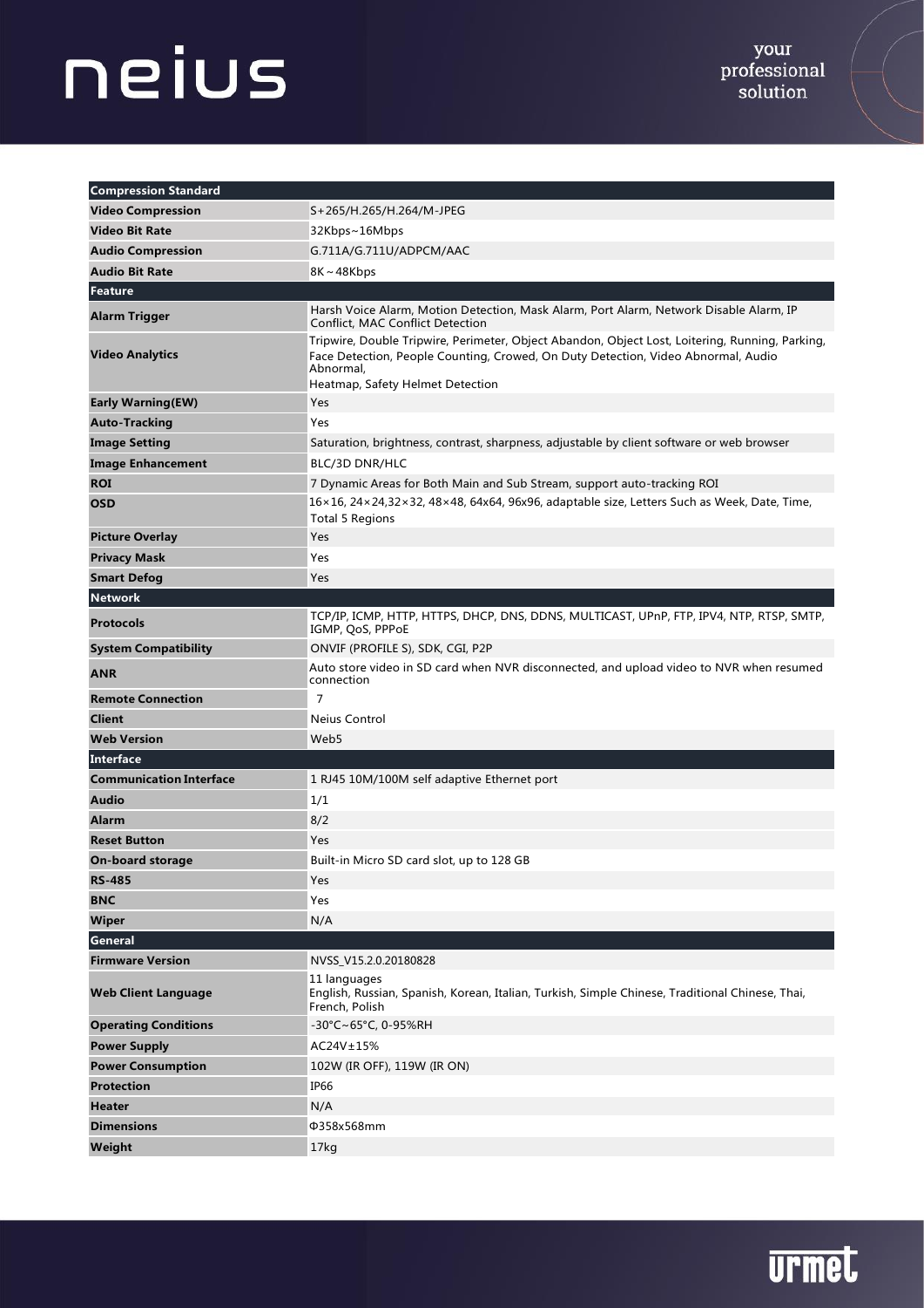| Compression Standard | |
|---|---|
| **Video Compression** | S+265/H.265/H.264/M-JPEG |
| **Video Bit Rate** | 32Kbps~16Mbps |
| **Audio Compression** | G.711A/G.711U/ADPCM/AAC |
| **Audio Bit Rate** | 8K～48Kbps |
| **Feature** | |
| **Alarm Trigger** | Harsh Voice Alarm, Motion Detection, Mask Alarm, Port Alarm, Network Disable Alarm, IP Conflict, MAC Conflict Detection |
| **Video Analytics** | Tripwire, Double Tripwire, Perimeter, Object Abandon, Object Lost, Loitering, Running, Parking, Face Detection, People Counting, Crowed, On Duty Detection, Video Abnormal, Audio Abnormal, Heatmap, Safety Helmet Detection |
| **Early Warning(EW)** | Yes |
| **Auto-Tracking** | Yes |
| **Image Setting** | Saturation, brightness, contrast, sharpness, adjustable by client software or web browser |
| **Image Enhancement** | BLC/3D DNR/HLC |
| **ROI** | 7 Dynamic Areas for Both Main and Sub Stream, support auto-tracking ROI |
| **OSD** | 16×16, 24×24,32×32, 48×48, 64x64, 96x96, adaptable size, Letters Such as Week, Date, Time, Total 5 Regions |
| **Picture Overlay** | Yes |
| **Privacy Mask** | Yes |
| **Smart Defog** | Yes |
| **Network** | |
| **Protocols** | TCP/IP, ICMP, HTTP, HTTPS, DHCP, DNS, DDNS, MULTICAST, UPnP, FTP, IPV4, NTP, RTSP, SMTP, IGMP, QoS, PPPoE |
| **System Compatibility** | ONVIF (PROFILE S), SDK, CGI, P2P |
| **ANR** | Auto store video in SD card when NVR disconnected, and upload video to NVR when resumed connection |
| **Remote Connection** | 7 |
| **Client** | Neius Control |
| **Web Version** | Web5 |
| **Interface** | |
| **Communication Interface** | 1 RJ45 10M/100M self adaptive Ethernet port |
| **Audio** | 1/1 |
| **Alarm** | 8/2 |
| **Reset Button** | Yes |
| **On-board storage** | Built-in Micro SD card slot, up to 128 GB |
| **RS-485** | Yes |
| **BNC** | Yes |
| **Wiper** | N/A |
| **General** | |
| **Firmware Version** | NVSS_V15.2.0.20180828 |
| **Web Client Language** | 11 languages<br>English, Russian, Spanish, Korean, Italian, Turkish, Simple Chinese, Traditional Chinese, Thai, French, Polish |
| **Operating Conditions** | -30°C~65°C, 0-95%RH |
| **Power Supply** | AC24V±15% |
| **Power Consumption** | 102W (IR OFF), 119W (IR ON) |
| **Protection** | IP66 |
| **Heater** | N/A |
| **Dimensions** | Φ358x568mm |
| **Weight** | 17kg |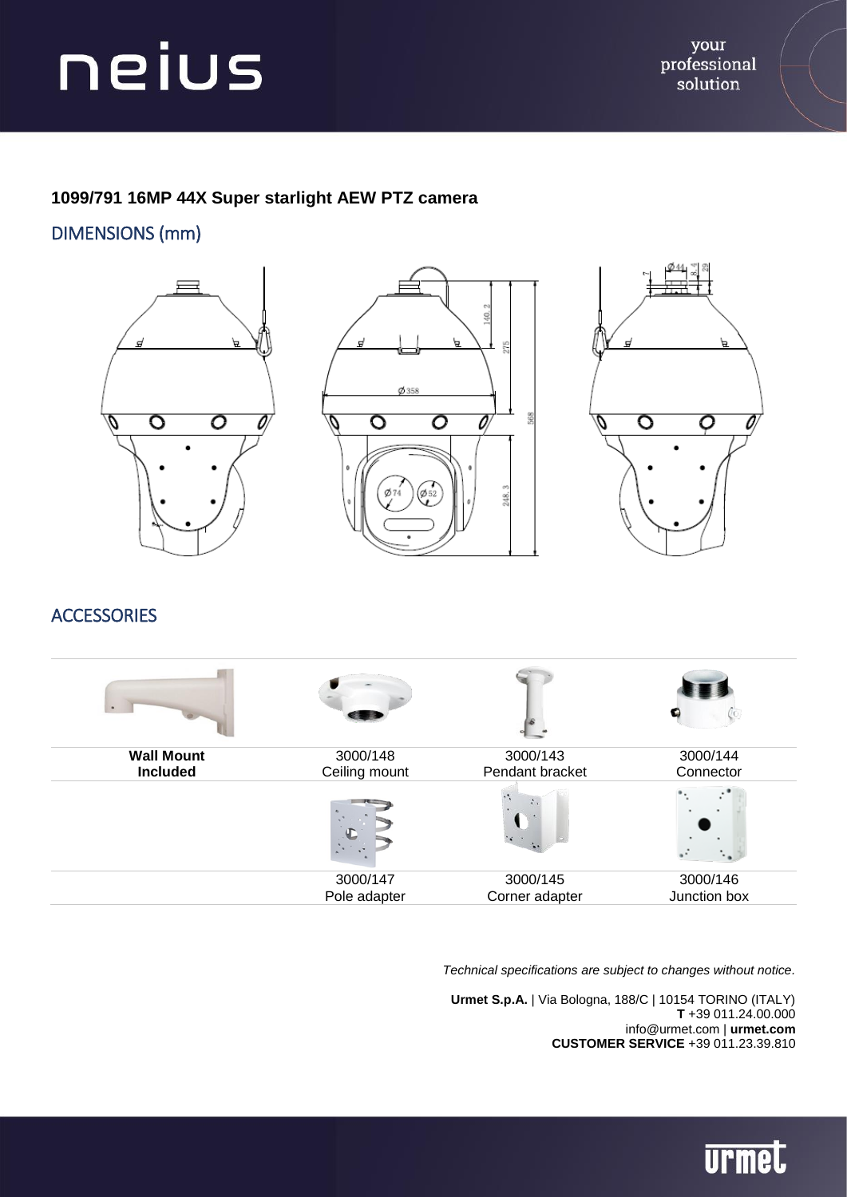**1099/791 16MP 44X Super starlight AEW PTZ camera**

## DIMENSIONS (mm)

Ø358
Ø74
Ø52
140.2
275
568
248.3
Ø44
7
8.4
29

## ACCESSORIES

| | | | |
|---|---|---|---|
| **Wall Mount Included** | 3000/148 Ceiling mount | 3000/143 Pendant bracket | 3000/144 Connector |
| | 3000/147 Pole adapter | 3000/145 Corner adapter | 3000/146 Junction box |

*Technical specifications are subject to changes without notice.*

**Urmet S.p.A.** | Via Bologna, 188/C | 10154 TORINO (ITALY)
**T** +39 011.24.00.000
info@urmet.com | **urmet.com**
**CUSTOMER SERVICE** +39 011.23.39.810